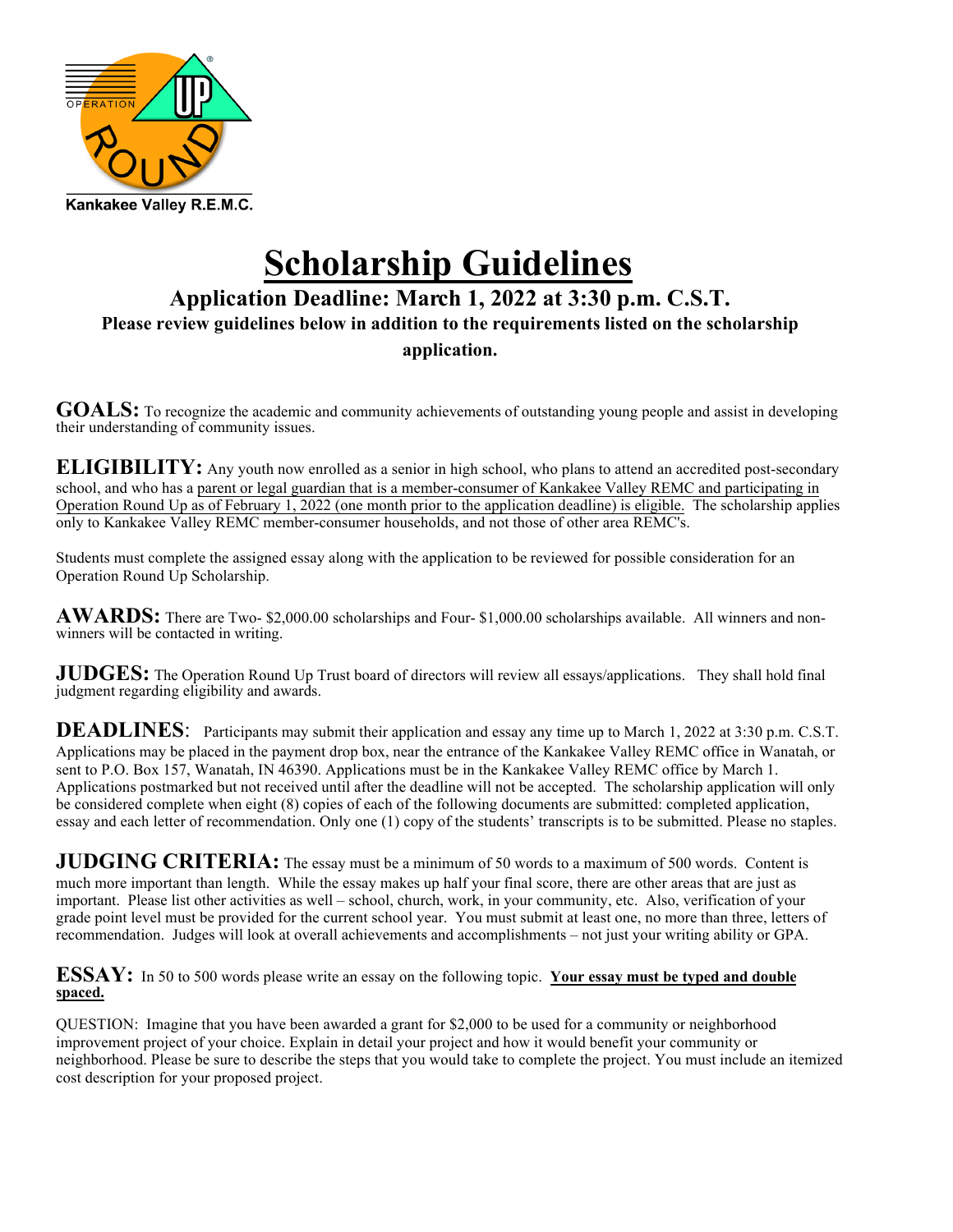OPERATION ROUND UP

Kankakee Valley R.E.M.C.

# Scholarship Guidelines

## Application Deadline: March 1, 2022 at 3:30 p.m. C.S.T.

**Please review guidelines below in addition to the requirements listed on the scholarship application.**

**GOALS:** To recognize the academic and community achievements of outstanding young people and assist in developing their understanding of community issues.

**ELIGIBILITY:** Any youth now enrolled as a senior in high school, who plans to attend an accredited post-secondary school, and who has a parent or legal guardian that is a member-consumer of Kankakee Valley REMC and participating in Operation Round Up as of February 1, 2022 (one month prior to the application deadline) is eligible. The scholarship applies only to Kankakee Valley REMC member-consumer households, and not those of other area REMC's.

Students must complete the assigned essay along with the application to be reviewed for possible consideration for an Operation Round Up Scholarship.

**AWARDS:** There are Two- $2,000.00 scholarships and Four- $1,000.00 scholarships available. All winners and non-winners will be contacted in writing.

**JUDGES:** The Operation Round Up Trust board of directors will review all essays/applications. They shall hold final judgment regarding eligibility and awards.

**DEADLINES**: Participants may submit their application and essay any time up to March 1, 2022 at 3:30 p.m. C.S.T. Applications may be placed in the payment drop box, near the entrance of the Kankakee Valley REMC office in Wanatah, or sent to P.O. Box 157, Wanatah, IN 46390. Applications must be in the Kankakee Valley REMC office by March 1. Applications postmarked but not received until after the deadline will not be accepted. The scholarship application will only be considered complete when eight (8) copies of each of the following documents are submitted: completed application, essay and each letter of recommendation. Only one (1) copy of the students' transcripts is to be submitted. Please no staples.

**JUDGING CRITERIA:** The essay must be a minimum of 50 words to a maximum of 500 words. Content is much more important than length. While the essay makes up half your final score, there are other areas that are just as important. Please list other activities as well – school, church, work, in your community, etc. Also, verification of your grade point level must be provided for the current school year. You must submit at least one, no more than three, letters of recommendation. Judges will look at overall achievements and accomplishments – not just your writing ability or GPA.

**ESSAY:** In 50 to 500 words please write an essay on the following topic. **Your essay must be typed and double spaced.**

QUESTION: Imagine that you have been awarded a grant for $2,000 to be used for a community or neighborhood improvement project of your choice. Explain in detail your project and how it would benefit your community or neighborhood. Please be sure to describe the steps that you would take to complete the project. You must include an itemized cost description for your proposed project.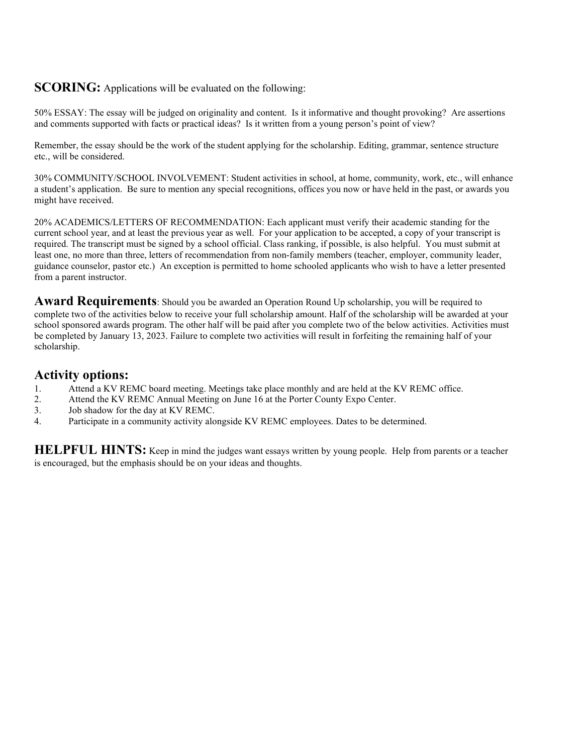**SCORING:** Applications will be evaluated on the following:

50% ESSAY: The essay will be judged on originality and content. Is it informative and thought provoking? Are assertions and comments supported with facts or practical ideas? Is it written from a young person's point of view?

Remember, the essay should be the work of the student applying for the scholarship. Editing, grammar, sentence structure etc., will be considered.

30% COMMUNITY/SCHOOL INVOLVEMENT: Student activities in school, at home, community, work, etc., will enhance a student's application. Be sure to mention any special recognitions, offices you now or have held in the past, or awards you might have received.

20% ACADEMICS/LETTERS OF RECOMMENDATION: Each applicant must verify their academic standing for the current school year, and at least the previous year as well. For your application to be accepted, a copy of your transcript is required. The transcript must be signed by a school official. Class ranking, if possible, is also helpful. You must submit at least one, no more than three, letters of recommendation from non-family members (teacher, employer, community leader, guidance counselor, pastor etc.) An exception is permitted to home schooled applicants who wish to have a letter presented from a parent instructor.

**Award Requirements**: Should you be awarded an Operation Round Up scholarship, you will be required to complete two of the activities below to receive your full scholarship amount. Half of the scholarship will be awarded at your school sponsored awards program. The other half will be paid after you complete two of the below activities. Activities must be completed by January 13, 2023. Failure to complete two activities will result in forfeiting the remaining half of your scholarship.

## Activity options:

1. Attend a KV REMC board meeting. Meetings take place monthly and are held at the KV REMC office.
2. Attend the KV REMC Annual Meeting on June 16 at the Porter County Expo Center.
3. Job shadow for the day at KV REMC.
4. Participate in a community activity alongside KV REMC employees. Dates to be determined.

**HELPFUL HINTS:** Keep in mind the judges want essays written by young people. Help from parents or a teacher is encouraged, but the emphasis should be on your ideas and thoughts.